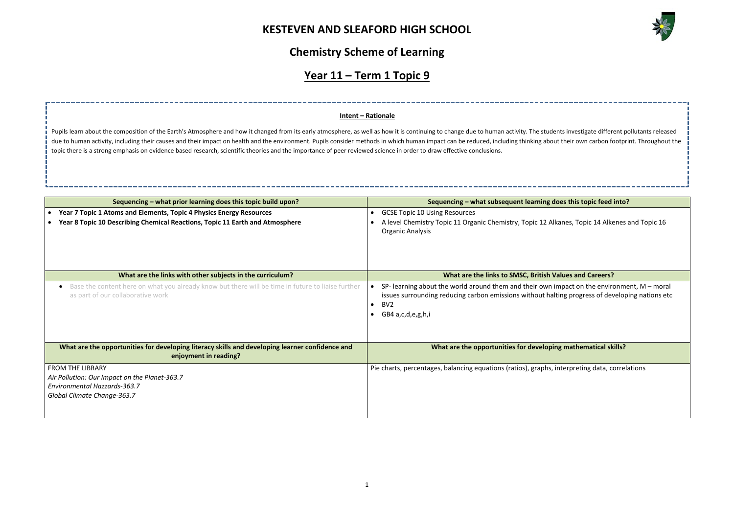# KESTEVEN AND SLEAFORD HIGH SCHOOL

## Chemistry Scheme of Learning

## Year 11 – Term 1 Topic 9

**Intent – Rationale**

Pupils learn about the composition of the Earth's Atmosphere and how it changed from its early atmosphere, as well as how it is continuing to change due to human activity. The students investigate different pollutants released due to human activity, including their causes and their impact on health and the environment. Pupils consider methods in which human impact can be reduced, including thinking about their own carbon footprint. Throughout the topic there is a strong emphasis on evidence based research, scientific theories and the importance of peer reviewed science in order to draw effective conclusions.

| Sequencing – what prior learning does this topic build upon? | Sequencing – what subsequent learning does this topic feed into? |
|---|---|
| • **Year 7 Topic 1 Atoms and Elements, Topic 4 Physics Energy Resources**<br>• **Year 8 Topic 10 Describing Chemical Reactions, Topic 11 Earth and Atmosphere** | • GCSE Topic 10 Using Resources<br>• A level Chemistry Topic 11 Organic Chemistry, Topic 12 Alkanes, Topic 14 Alkenes and Topic 16 Organic Analysis |
| **What are the links with other subjects in the curriculum?** | **What are the links to SMSC, British Values and Careers?** |
| • Base the content here on what you already know but there will be time in future to liaise further as part of our collaborative work | • SP- learning about the world around them and their own impact on the environment, M – moral issues surrounding reducing carbon emissions without halting progress of developing nations etc<br>• BV2<br>• GB4 a,c,d,e,g,h,i |
| **What are the opportunities for developing literacy skills and developing learner confidence and enjoyment in reading?** | **What are the opportunities for developing mathematical skills?** |
| FROM THE LIBRARY<br>*Air Pollution: Our Impact on the Planet-363.7*<br>*Environmental Hazzards-363.7*<br>*Global Climate Change-363.7* | Pie charts, percentages, balancing equations (ratios), graphs, interpreting data, correlations |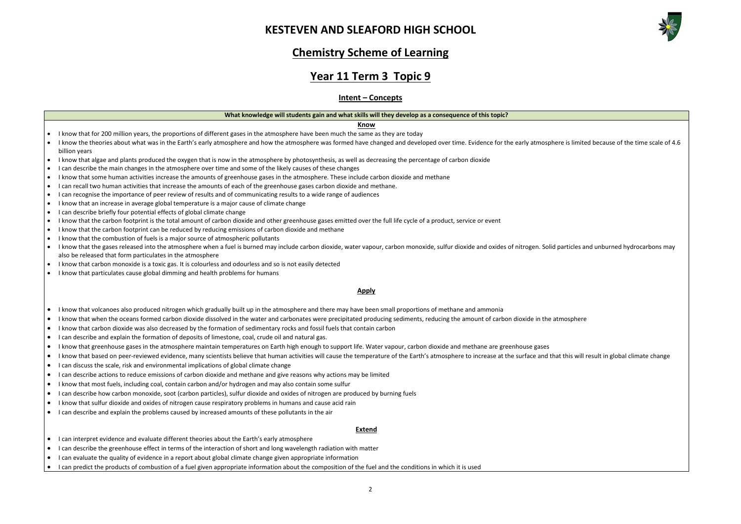# KESTEVEN AND SLEAFORD HIGH SCHOOL

## Chemistry Scheme of Learning

## Year 11 Term 3 Topic 9

### Intent – Concepts

**What knowledge will students gain and what skills will they develop as a consequence of this topic?**

**Know**

- I know that for 200 million years, the proportions of different gases in the atmosphere have been much the same as they are today
- I know the theories about what was in the Earth's early atmosphere and how the atmosphere was formed have changed and developed over time. Evidence for the early atmosphere is limited because of the time scale of 4.6 billion years
- I know that algae and plants produced the oxygen that is now in the atmosphere by photosynthesis, as well as decreasing the percentage of carbon dioxide
- I can describe the main changes in the atmosphere over time and some of the likely causes of these changes
- I know that some human activities increase the amounts of greenhouse gases in the atmosphere. These include carbon dioxide and methane
- I can recall two human activities that increase the amounts of each of the greenhouse gases carbon dioxide and methane.
- I can recognise the importance of peer review of results and of communicating results to a wide range of audiences
- I know that an increase in average global temperature is a major cause of climate change
- I can describe briefly four potential effects of global climate change
- I know that the carbon footprint is the total amount of carbon dioxide and other greenhouse gases emitted over the full life cycle of a product, service or event
- I know that the carbon footprint can be reduced by reducing emissions of carbon dioxide and methane
- I know that the combustion of fuels is a major source of atmospheric pollutants
- I know that the gases released into the atmosphere when a fuel is burned may include carbon dioxide, water vapour, carbon monoxide, sulfur dioxide and oxides of nitrogen. Solid particles and unburned hydrocarbons may also be released that form particulates in the atmosphere
- I know that carbon monoxide is a toxic gas. It is colourless and odourless and so is not easily detected
- I know that particulates cause global dimming and health problems for humans

**Apply**

- I know that volcanoes also produced nitrogen which gradually built up in the atmosphere and there may have been small proportions of methane and ammonia
- I know that when the oceans formed carbon dioxide dissolved in the water and carbonates were precipitated producing sediments, reducing the amount of carbon dioxide in the atmosphere
- I know that carbon dioxide was also decreased by the formation of sedimentary rocks and fossil fuels that contain carbon
- I can describe and explain the formation of deposits of limestone, coal, crude oil and natural gas.
- I know that greenhouse gases in the atmosphere maintain temperatures on Earth high enough to support life. Water vapour, carbon dioxide and methane are greenhouse gases
- I know that based on peer-reviewed evidence, many scientists believe that human activities will cause the temperature of the Earth's atmosphere to increase at the surface and that this will result in global climate change
- I can discuss the scale, risk and environmental implications of global climate change
- I can describe actions to reduce emissions of carbon dioxide and methane and give reasons why actions may be limited
- I know that most fuels, including coal, contain carbon and/or hydrogen and may also contain some sulfur
- I can describe how carbon monoxide, soot (carbon particles), sulfur dioxide and oxides of nitrogen are produced by burning fuels
- I know that sulfur dioxide and oxides of nitrogen cause respiratory problems in humans and cause acid rain
- I can describe and explain the problems caused by increased amounts of these pollutants in the air

**Extend**

- I can interpret evidence and evaluate different theories about the Earth's early atmosphere
- I can describe the greenhouse effect in terms of the interaction of short and long wavelength radiation with matter
- I can evaluate the quality of evidence in a report about global climate change given appropriate information
- I can predict the products of combustion of a fuel given appropriate information about the composition of the fuel and the conditions in which it is used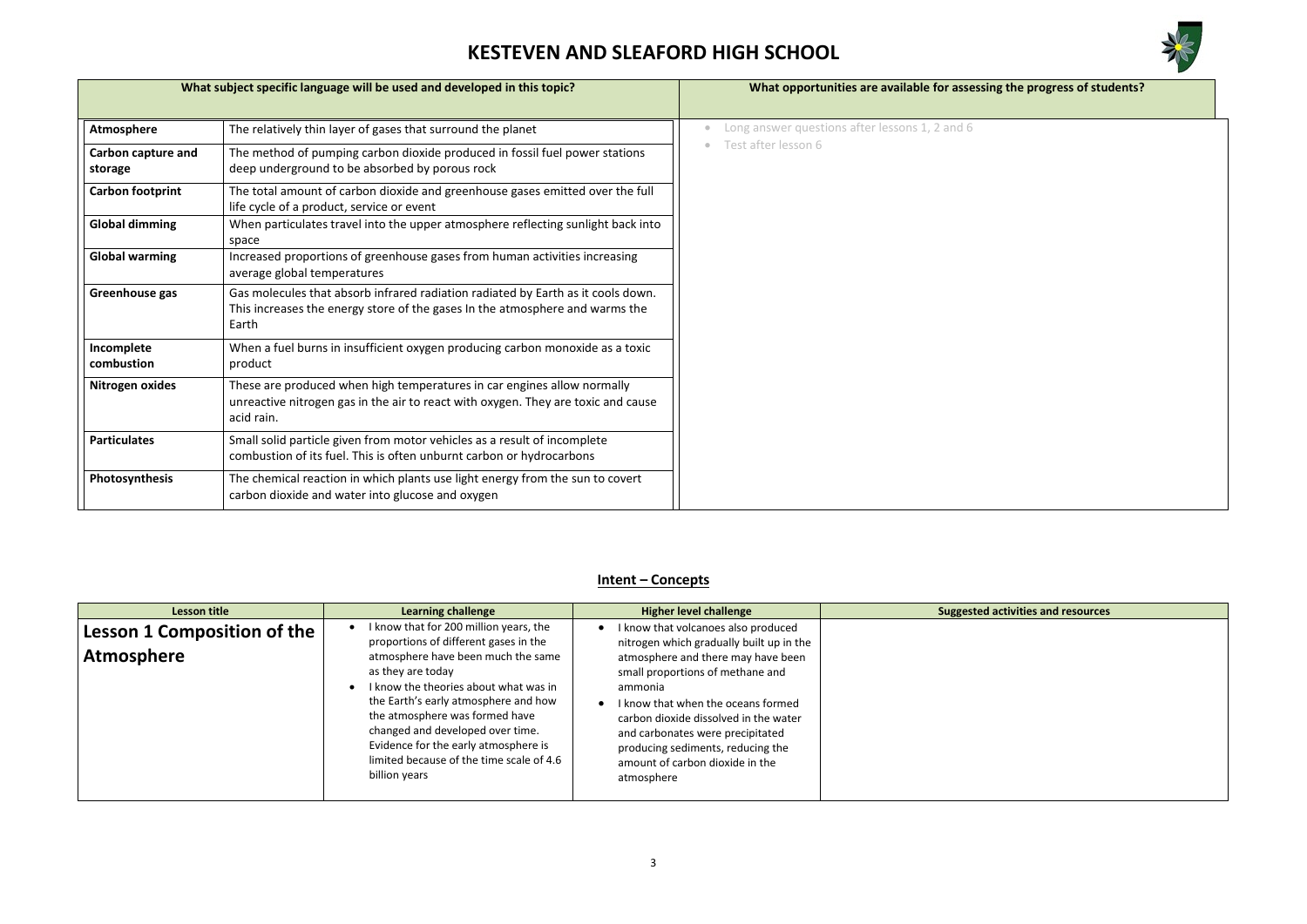# KESTEVEN AND SLEAFORD HIGH SCHOOL

| What subject specific language will be used and developed in this topic? | | What opportunities are available for assessing the progress of students? |
|---|---|---|
| **Atmosphere** | The relatively thin layer of gases that surround the planet | • Long answer questions after lessons 1, 2 and 6<br>• Test after lesson 6 |
| **Carbon capture and storage** | The method of pumping carbon dioxide produced in fossil fuel power stations deep underground to be absorbed by porous rock | |
| **Carbon footprint** | The total amount of carbon dioxide and greenhouse gases emitted over the full life cycle of a product, service or event | |
| **Global dimming** | When particulates travel into the upper atmosphere reflecting sunlight back into space | |
| **Global warming** | Increased proportions of greenhouse gases from human activities increasing average global temperatures | |
| **Greenhouse gas** | Gas molecules that absorb infrared radiation radiated by Earth as it cools down. This increases the energy store of the gases In the atmosphere and warms the Earth | |
| **Incomplete combustion** | When a fuel burns in insufficient oxygen producing carbon monoxide as a toxic product | |
| **Nitrogen oxides** | These are produced when high temperatures in car engines allow normally unreactive nitrogen gas in the air to react with oxygen. They are toxic and cause acid rain. | |
| **Particulates** | Small solid particle given from motor vehicles as a result of incomplete combustion of its fuel. This is often unburnt carbon or hydrocarbons | |
| **Photosynthesis** | The chemical reaction in which plants use light energy from the sun to covert carbon dioxide and water into glucose and oxygen | |

## Intent – Concepts

| Lesson title | Learning challenge | Higher level challenge | Suggested activities and resources |
|---|---|---|---|
| **Lesson 1 Composition of the Atmosphere** | • I know that for 200 million years, the proportions of different gases in the atmosphere have been much the same as they are today<br>• I know the theories about what was in the Earth's early atmosphere and how the atmosphere was formed have changed and developed over time. Evidence for the early atmosphere is limited because of the time scale of 4.6 billion years | • I know that volcanoes also produced nitrogen which gradually built up in the atmosphere and there may have been small proportions of methane and ammonia<br>• I know that when the oceans formed carbon dioxide dissolved in the water and carbonates were precipitated producing sediments, reducing the amount of carbon dioxide in the atmosphere | |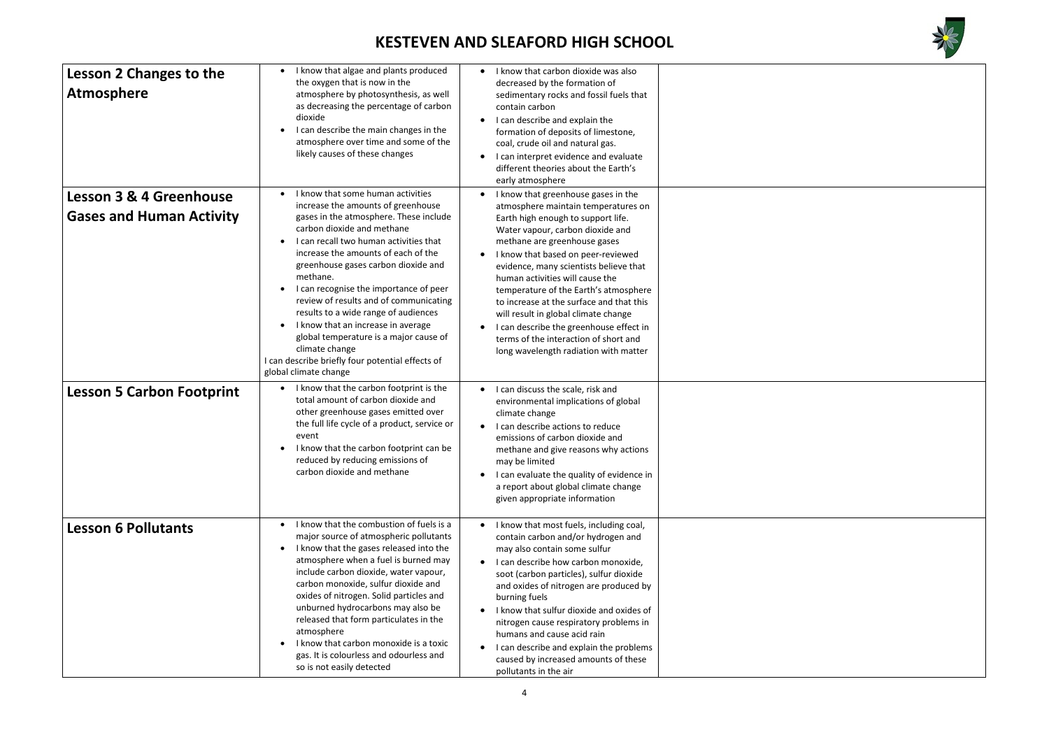# KESTEVEN AND SLEAFORD HIGH SCHOOL

| | | | |
|---|---|---|---|
| **Lesson 2 Changes to the Atmosphere** | • I know that algae and plants produced the oxygen that is now in the atmosphere by photosynthesis, as well as decreasing the percentage of carbon dioxide<br>• I can describe the main changes in the atmosphere over time and some of the likely causes of these changes | • I know that carbon dioxide was also decreased by the formation of sedimentary rocks and fossil fuels that contain carbon<br>• I can describe and explain the formation of deposits of limestone, coal, crude oil and natural gas.<br>• I can interpret evidence and evaluate different theories about the Earth's early atmosphere | |
| **Lesson 3 & 4 Greenhouse Gases and Human Activity** | • I know that some human activities increase the amounts of greenhouse gases in the atmosphere. These include carbon dioxide and methane<br>• I can recall two human activities that increase the amounts of each of the greenhouse gases carbon dioxide and methane.<br>• I can recognise the importance of peer review of results and of communicating results to a wide range of audiences<br>• I know that an increase in average global temperature is a major cause of climate change<br>I can describe briefly four potential effects of global climate change | • I know that greenhouse gases in the atmosphere maintain temperatures on Earth high enough to support life. Water vapour, carbon dioxide and methane are greenhouse gases<br>• I know that based on peer-reviewed evidence, many scientists believe that human activities will cause the temperature of the Earth's atmosphere to increase at the surface and that this will result in global climate change<br>• I can describe the greenhouse effect in terms of the interaction of short and long wavelength radiation with matter | |
| **Lesson 5 Carbon Footprint** | • I know that the carbon footprint is the total amount of carbon dioxide and other greenhouse gases emitted over the full life cycle of a product, service or event<br>• I know that the carbon footprint can be reduced by reducing emissions of carbon dioxide and methane | • I can discuss the scale, risk and environmental implications of global climate change<br>• I can describe actions to reduce emissions of carbon dioxide and methane and give reasons why actions may be limited<br>• I can evaluate the quality of evidence in a report about global climate change given appropriate information | |
| **Lesson 6 Pollutants** | • I know that the combustion of fuels is a major source of atmospheric pollutants<br>• I know that the gases released into the atmosphere when a fuel is burned may include carbon dioxide, water vapour, carbon monoxide, sulfur dioxide and oxides of nitrogen. Solid particles and unburned hydrocarbons may also be released that form particulates in the atmosphere<br>• I know that carbon monoxide is a toxic gas. It is colourless and odourless and so is not easily detected | • I know that most fuels, including coal, contain carbon and/or hydrogen and may also contain some sulfur<br>• I can describe how carbon monoxide, soot (carbon particles), sulfur dioxide and oxides of nitrogen are produced by burning fuels<br>• I know that sulfur dioxide and oxides of nitrogen cause respiratory problems in humans and cause acid rain<br>• I can describe and explain the problems caused by increased amounts of these pollutants in the air | |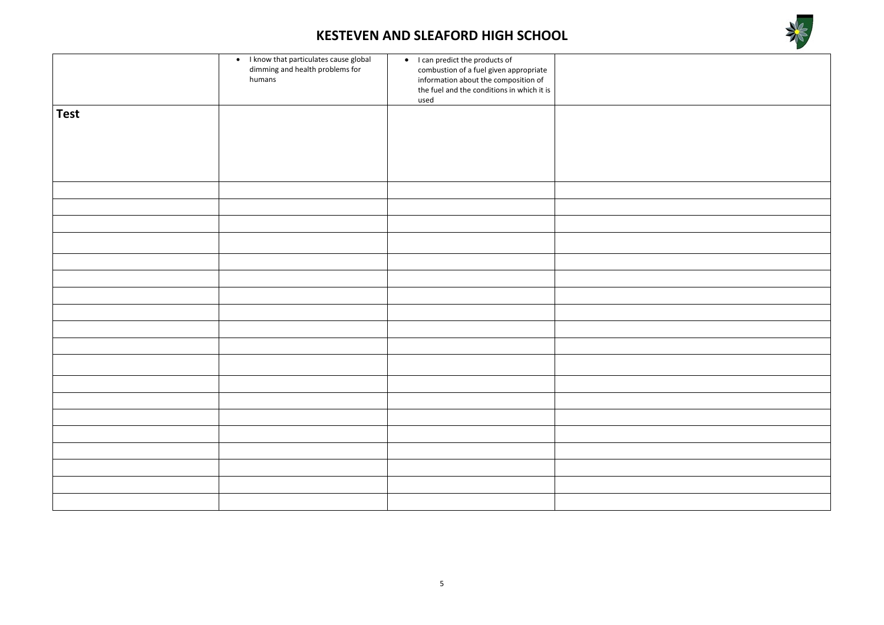| | | | |
|---|---|---|---|
| | • I know that particulates cause global dimming and health problems for humans | • I can predict the products of combustion of a fuel given appropriate information about the composition of the fuel and the conditions in which it is used | |
| **Test** | | | |
| | | | |
| | | | |
| | | | |
| | | | |
| | | | |
| | | | |
| | | | |
| | | | |
| | | | |
| | | | |
| | | | |
| | | | |
| | | | |
| | | | |
| | | | |
| | | | |
| | | | |
| | | | |
| | | | |